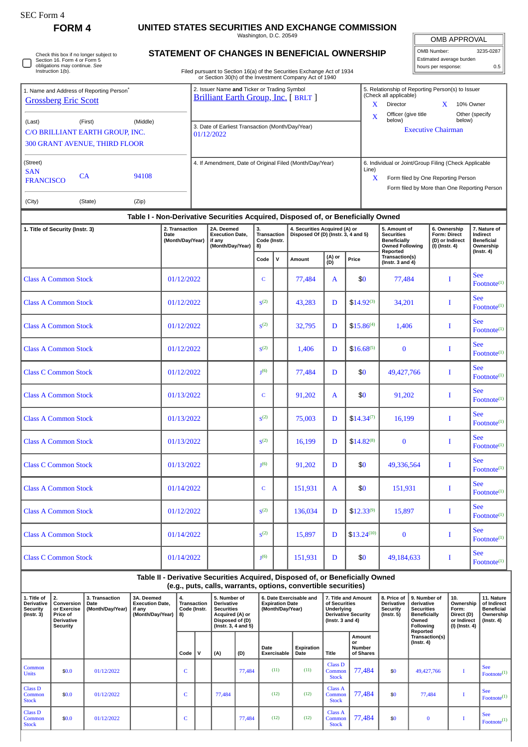SEC Form 4

**FORM 4**

# UNITED STATES SECURITIES AND EXCHANGE COMMISSION

Washington, D.C. 20549

## STATEMENT OF CHANGES IN BENEFICIAL OWNERSHIP

Filed pursuant to Section 16(a) of the Securities Exchange Act of 1934 or Section 30(h) of the Investment Company Act of 1940

| OMB APPROVAL | |
|---|---|
| OMB Number: | 3235-0287 |
| Estimated average burden | |
| hours per response: | 0.5 |

☐ Check this box if no longer subject to Section 16. Form 4 or Form 5 obligations may continue. *See* Instruction 1(b).

1. Name and Address of Reporting Person*
Grossberg Eric Scott

(Last) (First) (Middle)
C/O BRILLIANT EARTH GROUP, INC.
300 GRANT AVENUE, THIRD FLOOR

(Street)
SAN FRANCISCO CA 94108

(City) (State) (Zip)

2. Issuer Name **and** Ticker or Trading Symbol
Brilliant Earth Group, Inc. [ BRLT ]

3. Date of Earliest Transaction (Month/Day/Year)
01/12/2022

4. If Amendment, Date of Original Filed (Month/Day/Year)

5. Relationship of Reporting Person(s) to Issuer (Check all applicable)
X Director
X 10% Owner
X Officer (give title below)
Other (specify below)
Executive Chairman

6. Individual or Joint/Group Filing (Check Applicable Line)
X Form filed by One Reporting Person
Form filed by More than One Reporting Person

### Table I - Non-Derivative Securities Acquired, Disposed of, or Beneficially Owned

| 1. Title of Security (Instr. 3) | 2. Transaction Date (Month/Day/Year) | 2A. Deemed Execution Date, if any (Month/Day/Year) | 3. Transaction Code (Instr. 8) | | 4. Securities Acquired (A) or Disposed Of (D) (Instr. 3, 4 and 5) | | | 5. Amount of Securities Beneficially Owned Following Reported Transaction(s) (Instr. 3 and 4) | 6. Ownership Form: Direct (D) or Indirect (I) (Instr. 4) | 7. Nature of Indirect Beneficial Ownership (Instr. 4) |
|---|---|---|---|---|---|---|---|---|---|---|
| | | | Code | V | Amount | (A) or (D) | Price | | | |
| Class A Common Stock | 01/12/2022 | | C | | 77,484 | A | $0 | 77,484 | I | See Footnote[1] |
| Class A Common Stock | 01/12/2022 | | S[2] | | 43,283 | D | $14.92[3] | 34,201 | I | See Footnote[1] |
| Class A Common Stock | 01/12/2022 | | S[2] | | 32,795 | D | $15.86[4] | 1,406 | I | See Footnote[1] |
| Class A Common Stock | 01/12/2022 | | S[2] | | 1,406 | D | $16.68[5] | 0 | I | See Footnote[1] |
| Class C Common Stock | 01/12/2022 | | J[6] | | 77,484 | D | $0 | 49,427,766 | I | See Footnote[1] |
| Class A Common Stock | 01/13/2022 | | C | | 91,202 | A | $0 | 91,202 | I | See Footnote[1] |
| Class A Common Stock | 01/13/2022 | | S[2] | | 75,003 | D | $14.34[7] | 16,199 | I | See Footnote[1] |
| Class A Common Stock | 01/13/2022 | | S[2] | | 16,199 | D | $14.82[8] | 0 | I | See Footnote[1] |
| Class C Common Stock | 01/13/2022 | | J[6] | | 91,202 | D | $0 | 49,336,564 | I | See Footnote[1] |
| Class A Common Stock | 01/14/2022 | | C | | 151,931 | A | $0 | 151,931 | I | See Footnote[1] |
| Class A Common Stock | 01/12/2022 | | S[2] | | 136,034 | D | $12.33[9] | 15,897 | I | See Footnote[1] |
| Class A Common Stock | 01/14/2022 | | S[2] | | 15,897 | D | $13.24[10] | 0 | I | See Footnote[1] |
| Class C Common Stock | 01/14/2022 | | J[6] | | 151,931 | D | $0 | 49,184,633 | I | See Footnote[1] |

### Table II - Derivative Securities Acquired, Disposed of, or Beneficially Owned (e.g., puts, calls, warrants, options, convertible securities)

| 1. Title of Derivative Security (Instr. 3) | 2. Conversion or Exercise Price of Derivative Security | 3. Transaction Date (Month/Day/Year) | 3A. Deemed Execution Date, if any (Month/Day/Year) | 4. Transaction Code (Instr. 8) | | 5. Number of Derivative Securities Acquired (A) or Disposed of (D) (Instr. 3, 4 and 5) | | 6. Date Exercisable and Expiration Date (Month/Day/Year) | | 7. Title and Amount of Securities Underlying Derivative Security (Instr. 3 and 4) | | 8. Price of Derivative Security (Instr. 5) | 9. Number of derivative Securities Beneficially Owned Following Reported Transaction(s) (Instr. 4) | 10. Ownership Form: Direct (D) or Indirect (I) (Instr. 4) | 11. Nature of Indirect Beneficial Ownership (Instr. 4) |
|---|---|---|---|---|---|---|---|---|---|---|---|---|---|---|---|
| | | | | Code | V | (A) | (D) | Date Exercisable | Expiration Date | Title | Amount or Number of Shares | | | | |
| Common Units | $0.0 | 01/12/2022 | | C | | | 77,484 | (11) | (11) | Class D Common Stock | 77,484 | $0 | 49,427,766 | I | See Footnote[1] |
| Class D Common Stock | $0.0 | 01/12/2022 | | C | | 77,484 | | (12) | (12) | Class A Common Stock | 77,484 | $0 | 77,484 | I | See Footnote[1] |
| Class D Common Stock | $0.0 | 01/12/2022 | | C | | | 77,484 | (12) | (12) | Class A Common Stock | 77,484 | $0 | 0 | I | See Footnote[1] |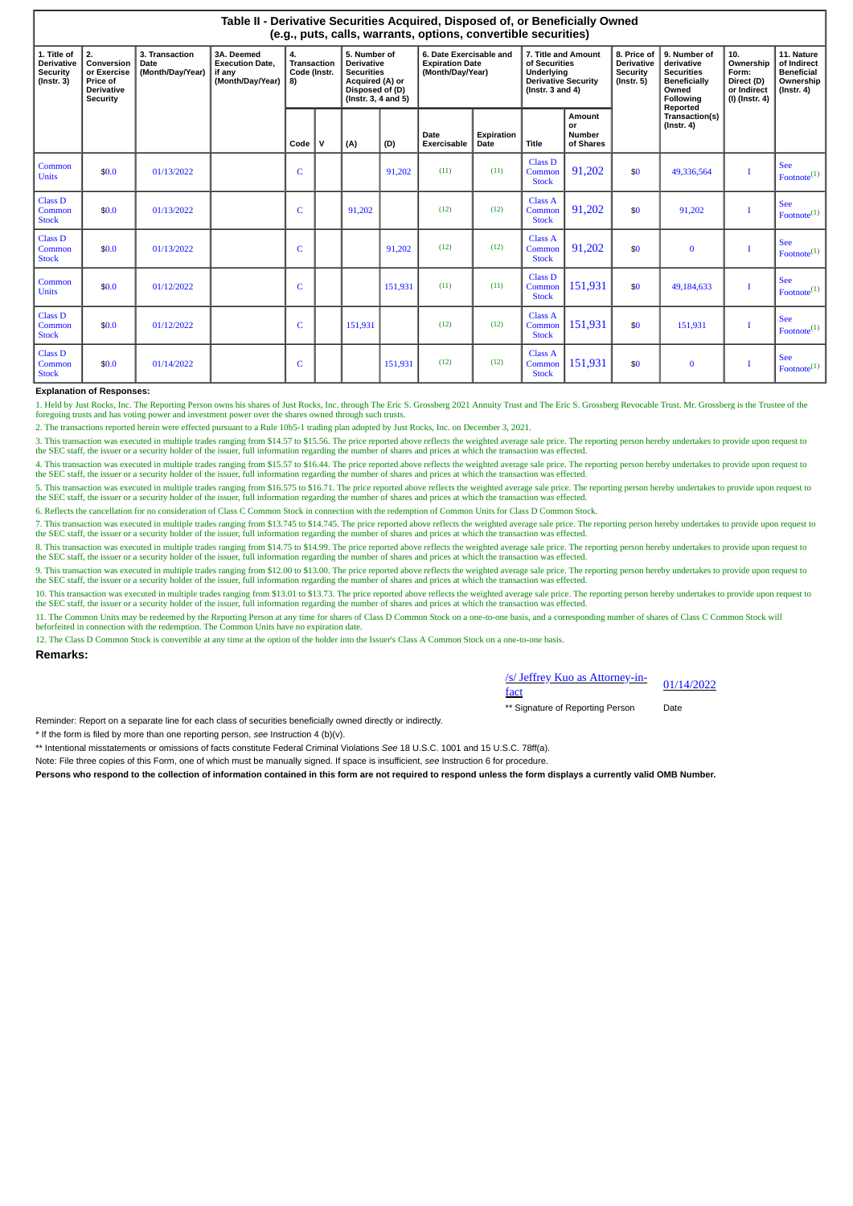## Table II - Derivative Securities Acquired, Disposed of, or Beneficially Owned (e.g., puts, calls, warrants, options, convertible securities)

| 1. Title of Derivative Security (Instr. 3) | 2. Conversion or Exercise Price of Derivative Security | 3. Transaction Date (Month/Day/Year) | 3A. Deemed Execution Date, if any (Month/Day/Year) | 4. Transaction Code (Instr. 8) | | 5. Number of Derivative Securities Acquired (A) or Disposed of (D) (Instr. 3, 4 and 5) | | 6. Date Exercisable and Expiration Date (Month/Day/Year) | | 7. Title and Amount of Securities Underlying Derivative Security (Instr. 3 and 4) | | 8. Price of Derivative Security (Instr. 5) | 9. Number of derivative Securities Beneficially Owned Following Reported Transaction(s) (Instr. 4) | 10. Ownership Form: Direct (D) or Indirect (I) (Instr. 4) | 11. Nature of Indirect Beneficial Ownership (Instr. 4) |
|---|---|---|---|---|---|---|---|---|---|---|---|---|---|---|---|
| | | | | Code | V | (A) | (D) | Date Exercisable | Expiration Date | Title | Amount or Number of Shares | | | | |
| Common Units | $0.0 | 01/13/2022 | | C | | | 91,202 | (11) | (11) | Class D Common Stock | 91,202 | $0 | 49,336,564 | I | See Footnote[(1)] |
| Class D Common Stock | $0.0 | 01/13/2022 | | C | | 91,202 | | (12) | (12) | Class A Common Stock | 91,202 | $0 | 91,202 | I | See Footnote[(1)] |
| Class D Common Stock | $0.0 | 01/13/2022 | | C | | | 91,202 | (12) | (12) | Class A Common Stock | 91,202 | $0 | 0 | I | See Footnote[(1)] |
| Common Units | $0.0 | 01/12/2022 | | C | | | 151,931 | (11) | (11) | Class D Common Stock | 151,931 | $0 | 49,184,633 | I | See Footnote[(1)] |
| Class D Common Stock | $0.0 | 01/12/2022 | | C | | 151,931 | | (12) | (12) | Class A Common Stock | 151,931 | $0 | 151,931 | I | See Footnote[(1)] |
| Class D Common Stock | $0.0 | 01/14/2022 | | C | | | 151,931 | (12) | (12) | Class A Common Stock | 151,931 | $0 | 0 | I | See Footnote[(1)] |

**Explanation of Responses:**

1. Held by Just Rocks, Inc. The Reporting Person owns his shares of Just Rocks, Inc. through The Eric S. Grossberg 2021 Annuity Trust and The Eric S. Grossberg Revocable Trust. Mr. Grossberg is the Trustee of the foregoing trusts and has voting power and investment power over the shares owned through such trusts.

2. The transactions reported herein were effected pursuant to a Rule 10b5-1 trading plan adopted by Just Rocks, Inc. on December 3, 2021.

3. This transaction was executed in multiple trades ranging from $14.57 to $15.56. The price reported above reflects the weighted average sale price. The reporting person hereby undertakes to provide upon request to the SEC staff, the issuer or a security holder of the issuer, full information regarding the number of shares and prices at which the transaction was effected.

4. This transaction was executed in multiple trades ranging from $15.57 to $16.44. The price reported above reflects the weighted average sale price. The reporting person hereby undertakes to provide upon request to the SEC staff, the issuer or a security holder of the issuer, full information regarding the number of shares and prices at which the transaction was effected.

5. This transaction was executed in multiple trades ranging from $16.575 to $16.71. The price reported above reflects the weighted average sale price. The reporting person hereby undertakes to provide upon request to the SEC staff, the issuer or a security holder of the issuer, full information regarding the number of shares and prices at which the transaction was effected.

6. Reflects the cancellation for no consideration of Class C Common Stock in connection with the redemption of Common Units for Class D Common Stock.

7. This transaction was executed in multiple trades ranging from $13.745 to $14.745. The price reported above reflects the weighted average sale price. The reporting person hereby undertakes to provide upon request to the SEC staff, the issuer or a security holder of the issuer, full information regarding the number of shares and prices at which the transaction was effected.

8. This transaction was executed in multiple trades ranging from $14.75 to $14.99. The price reported above reflects the weighted average sale price. The reporting person hereby undertakes to provide upon request to the SEC staff, the issuer or a security holder of the issuer, full information regarding the number of shares and prices at which the transaction was effected.

9. This transaction was executed in multiple trades ranging from $12.00 to $13.00. The price reported above reflects the weighted average sale price. The reporting person hereby undertakes to provide upon request to the SEC staff, the issuer or a security holder of the issuer, full information regarding the number of shares and prices at which the transaction was effected.

10. This transaction was executed in multiple trades ranging from $13.01 to $13.73. The price reported above reflects the weighted average sale price. The reporting person hereby undertakes to provide upon request to the SEC staff, the issuer or a security holder of the issuer, full information regarding the number of shares and prices at which the transaction was effected.

11. The Common Units may be redeemed by the Reporting Person at any time for shares of Class D Common Stock on a one-to-one basis, and a corresponding number of shares of Class C Common Stock will beforfeited in connection with the redemption. The Common Units have no expiration date.

12. The Class D Common Stock is convertible at any time at the option of the holder into the Issuer's Class A Common Stock on a one-to-one basis.

**Remarks:**

/s/ Jeffrey Kuo as Attorney-in-fact    01/14/2022

** Signature of Reporting Person    Date

Reminder: Report on a separate line for each class of securities beneficially owned directly or indirectly.

* If the form is filed by more than one reporting person, *see* Instruction 4 (b)(v).

** Intentional misstatements or omissions of facts constitute Federal Criminal Violations *See* 18 U.S.C. 1001 and 15 U.S.C. 78ff(a).

Note: File three copies of this Form, one of which must be manually signed. If space is insufficient, *see* Instruction 6 for procedure.

**Persons who respond to the collection of information contained in this form are not required to respond unless the form displays a currently valid OMB Number.**